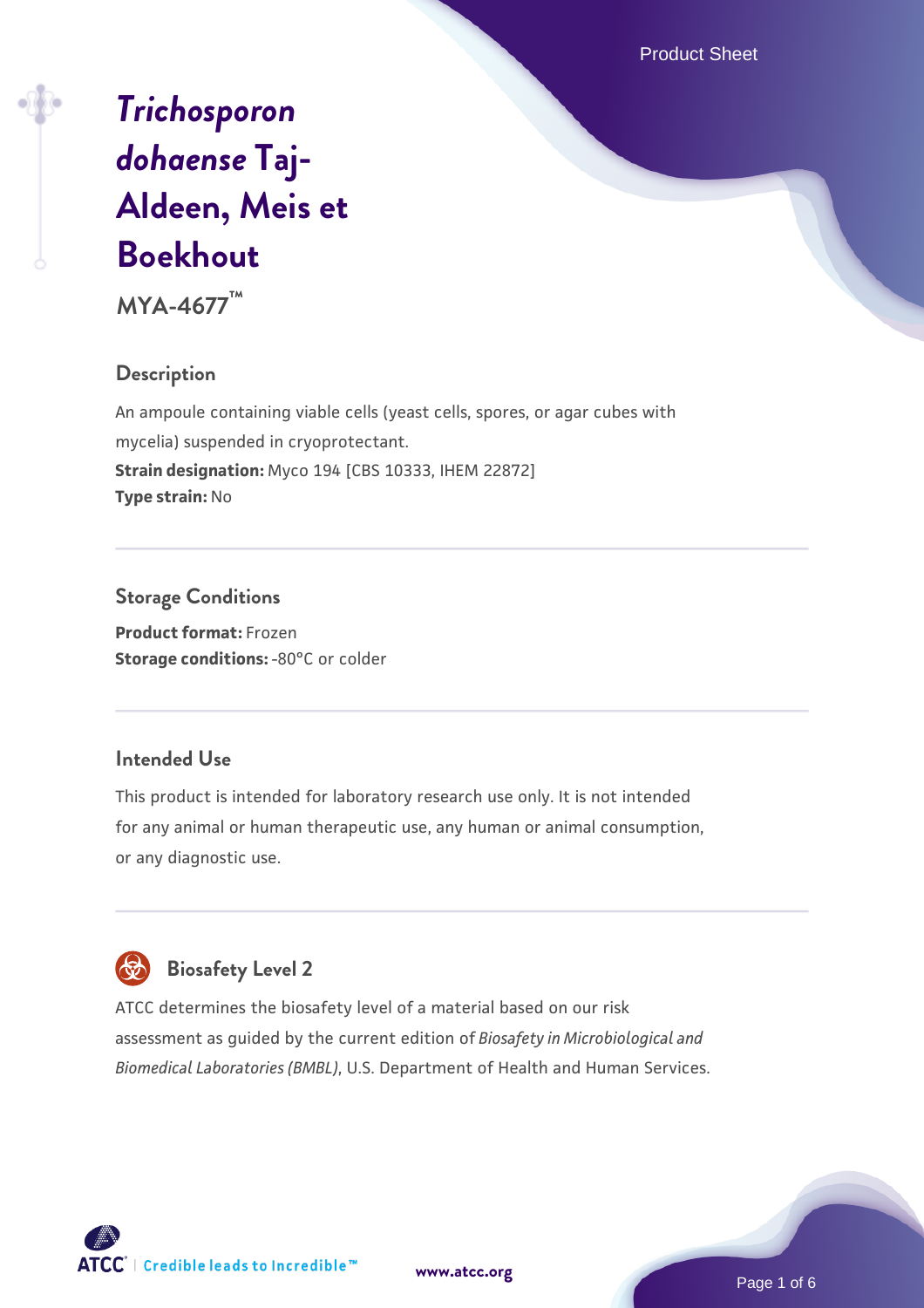# *Trichosporon dohaense* Taj-Aldeen, Meis et Boekhout

**MYA-4677™**

## Description

An ampoule containing viable cells (yeast cells, spores, or agar cubes with mycelia) suspended in cryoprotectant.

**Strain designation:** Myco 194 [CBS 10333, IHEM 22872]

**Type strain:** No

## Storage Conditions

**Product format:** Frozen

**Storage conditions:** -80°C or colder

## Intended Use

This product is intended for laboratory research use only. It is not intended for any animal or human therapeutic use, any human or animal consumption, or any diagnostic use.

## Biosafety Level 2

ATCC determines the biosafety level of a material based on our risk assessment as guided by the current edition of *Biosafety in Microbiological and Biomedical Laboratories (BMBL)*, U.S. Department of Health and Human Services.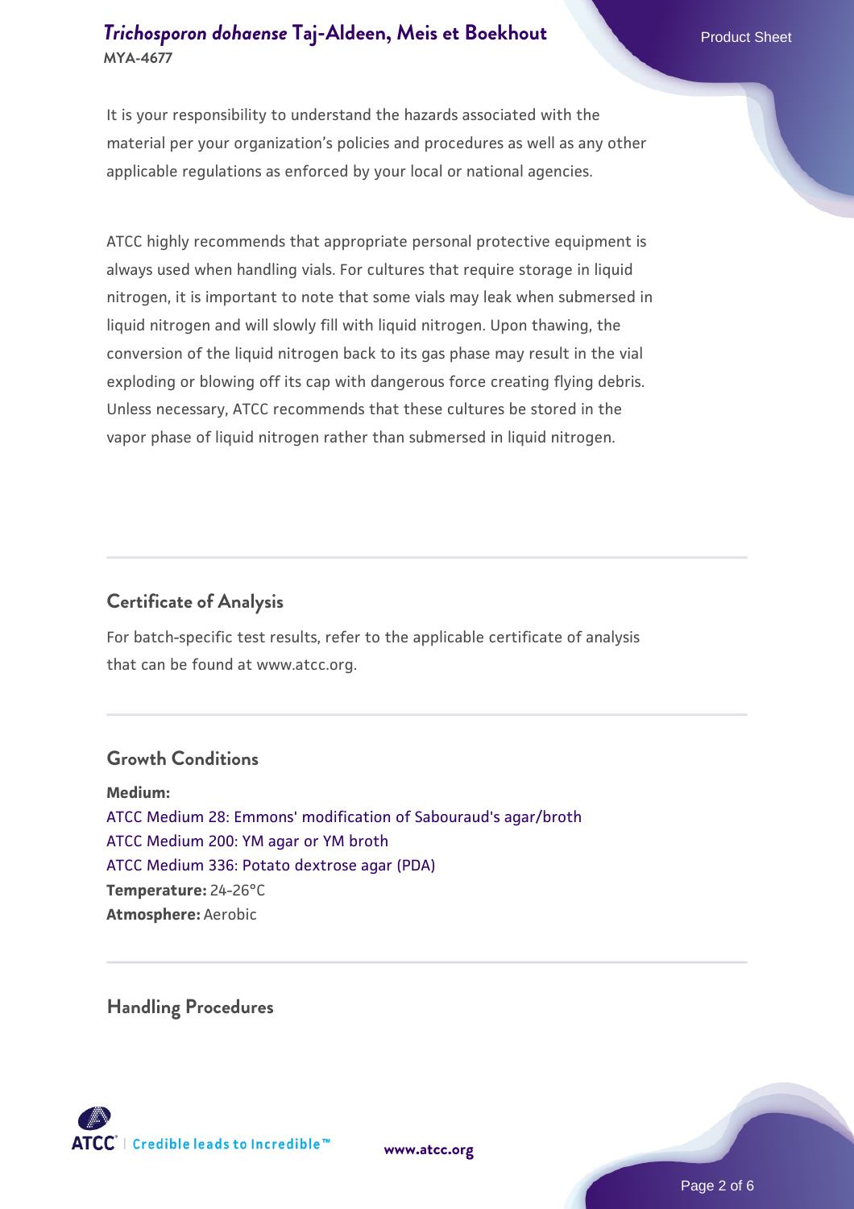It is your responsibility to understand the hazards associated with the material per your organization's policies and procedures as well as any other applicable regulations as enforced by your local or national agencies.

ATCC highly recommends that appropriate personal protective equipment is always used when handling vials. For cultures that require storage in liquid nitrogen, it is important to note that some vials may leak when submersed in liquid nitrogen and will slowly fill with liquid nitrogen. Upon thawing, the conversion of the liquid nitrogen back to its gas phase may result in the vial exploding or blowing off its cap with dangerous force creating flying debris. Unless necessary, ATCC recommends that these cultures be stored in the vapor phase of liquid nitrogen rather than submersed in liquid nitrogen.

## Certificate of Analysis

For batch-specific test results, refer to the applicable certificate of analysis that can be found at www.atcc.org.

## Growth Conditions

**Medium:**
ATCC Medium 28: Emmons' modification of Sabouraud's agar/broth
ATCC Medium 200: YM agar or YM broth
ATCC Medium 336: Potato dextrose agar (PDA)
**Temperature:** 24-26°C
**Atmosphere:** Aerobic

## Handling Procedures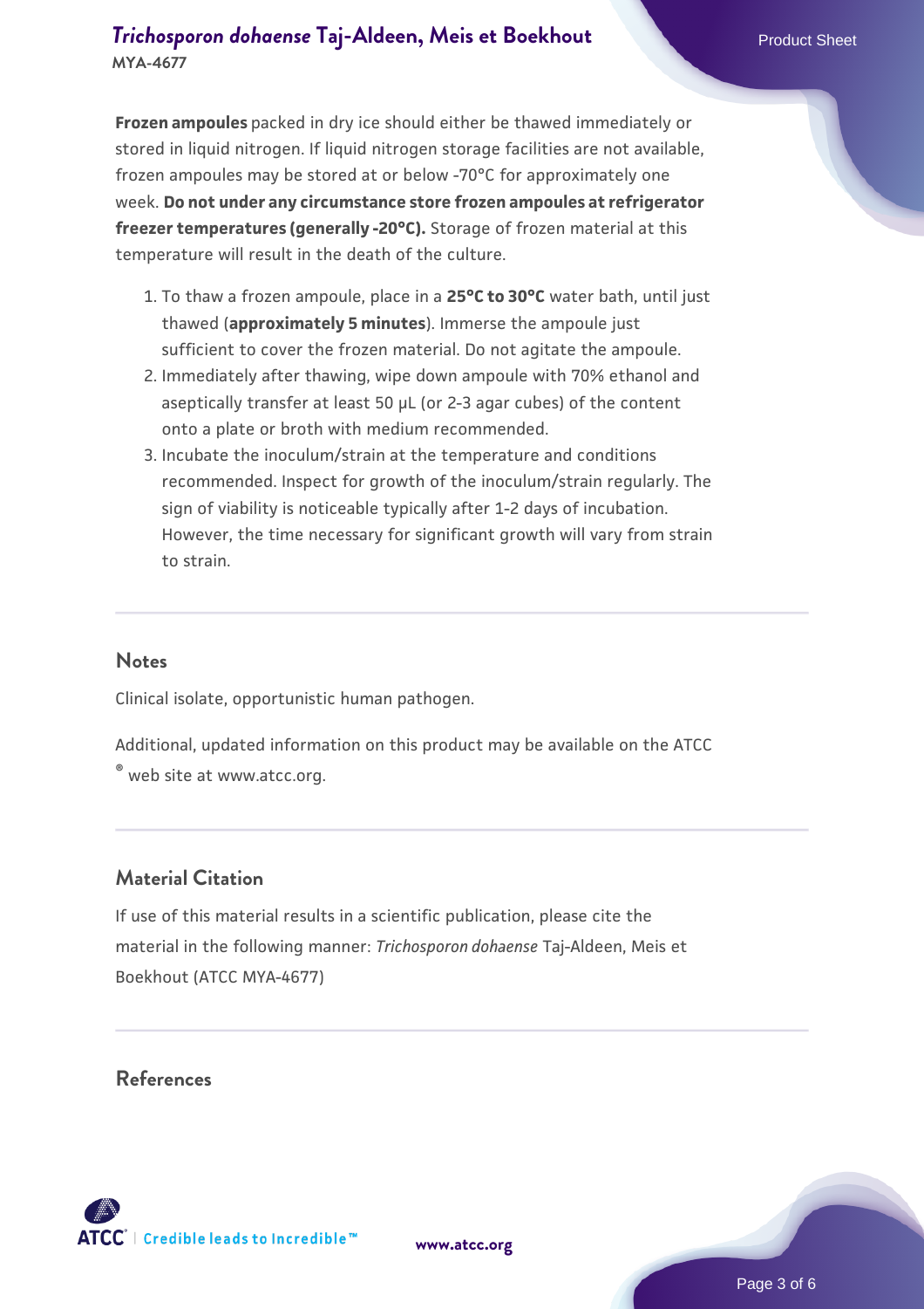**Frozen ampoules** packed in dry ice should either be thawed immediately or stored in liquid nitrogen. If liquid nitrogen storage facilities are not available, frozen ampoules may be stored at or below -70°C for approximately one week. **Do not under any circumstance store frozen ampoules at refrigerator freezer temperatures (generally -20°C).** Storage of frozen material at this temperature will result in the death of the culture.

1. To thaw a frozen ampoule, place in a **25°C to 30°C** water bath, until just thawed (**approximately 5 minutes**). Immerse the ampoule just sufficient to cover the frozen material. Do not agitate the ampoule.
2. Immediately after thawing, wipe down ampoule with 70% ethanol and aseptically transfer at least 50 µL (or 2-3 agar cubes) of the content onto a plate or broth with medium recommended.
3. Incubate the inoculum/strain at the temperature and conditions recommended. Inspect for growth of the inoculum/strain regularly. The sign of viability is noticeable typically after 1-2 days of incubation. However, the time necessary for significant growth will vary from strain to strain.

## Notes

Clinical isolate, opportunistic human pathogen.

Additional, updated information on this product may be available on the ATCC® web site at www.atcc.org.

## Material Citation

If use of this material results in a scientific publication, please cite the material in the following manner: *Trichosporon dohaense* Taj-Aldeen, Meis et Boekhout (ATCC MYA-4677)

## References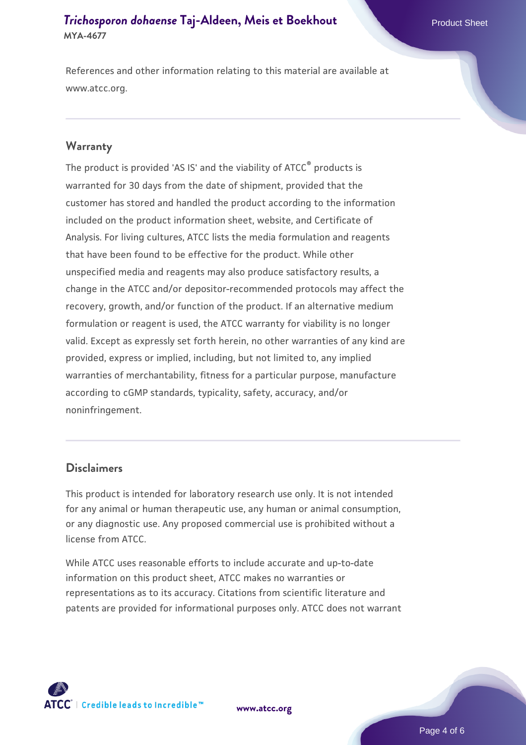References and other information relating to this material are available at www.atcc.org.

## Warranty

The product is provided 'AS IS' and the viability of ATCC® products is warranted for 30 days from the date of shipment, provided that the customer has stored and handled the product according to the information included on the product information sheet, website, and Certificate of Analysis. For living cultures, ATCC lists the media formulation and reagents that have been found to be effective for the product. While other unspecified media and reagents may also produce satisfactory results, a change in the ATCC and/or depositor-recommended protocols may affect the recovery, growth, and/or function of the product. If an alternative medium formulation or reagent is used, the ATCC warranty for viability is no longer valid. Except as expressly set forth herein, no other warranties of any kind are provided, express or implied, including, but not limited to, any implied warranties of merchantability, fitness for a particular purpose, manufacture according to cGMP standards, typicality, safety, accuracy, and/or noninfringement.

## Disclaimers

This product is intended for laboratory research use only. It is not intended for any animal or human therapeutic use, any human or animal consumption, or any diagnostic use. Any proposed commercial use is prohibited without a license from ATCC.

While ATCC uses reasonable efforts to include accurate and up-to-date information on this product sheet, ATCC makes no warranties or representations as to its accuracy. Citations from scientific literature and patents are provided for informational purposes only. ATCC does not warrant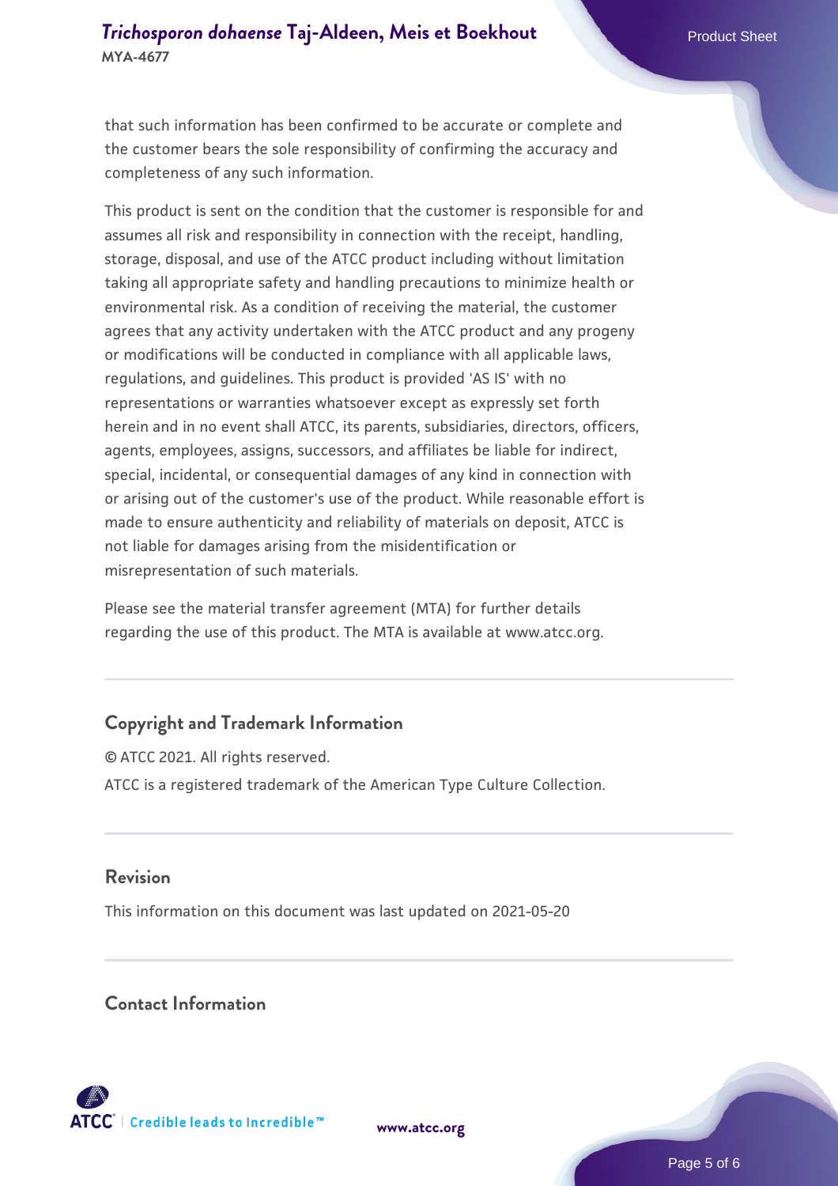that such information has been confirmed to be accurate or complete and the customer bears the sole responsibility of confirming the accuracy and completeness of any such information.

This product is sent on the condition that the customer is responsible for and assumes all risk and responsibility in connection with the receipt, handling, storage, disposal, and use of the ATCC product including without limitation taking all appropriate safety and handling precautions to minimize health or environmental risk. As a condition of receiving the material, the customer agrees that any activity undertaken with the ATCC product and any progeny or modifications will be conducted in compliance with all applicable laws, regulations, and guidelines. This product is provided 'AS IS' with no representations or warranties whatsoever except as expressly set forth herein and in no event shall ATCC, its parents, subsidiaries, directors, officers, agents, employees, assigns, successors, and affiliates be liable for indirect, special, incidental, or consequential damages of any kind in connection with or arising out of the customer's use of the product. While reasonable effort is made to ensure authenticity and reliability of materials on deposit, ATCC is not liable for damages arising from the misidentification or misrepresentation of such materials.

Please see the material transfer agreement (MTA) for further details regarding the use of this product. The MTA is available at www.atcc.org.

## Copyright and Trademark Information

© ATCC 2021. All rights reserved.

ATCC is a registered trademark of the American Type Culture Collection.

## Revision

This information on this document was last updated on 2021-05-20

## Contact Information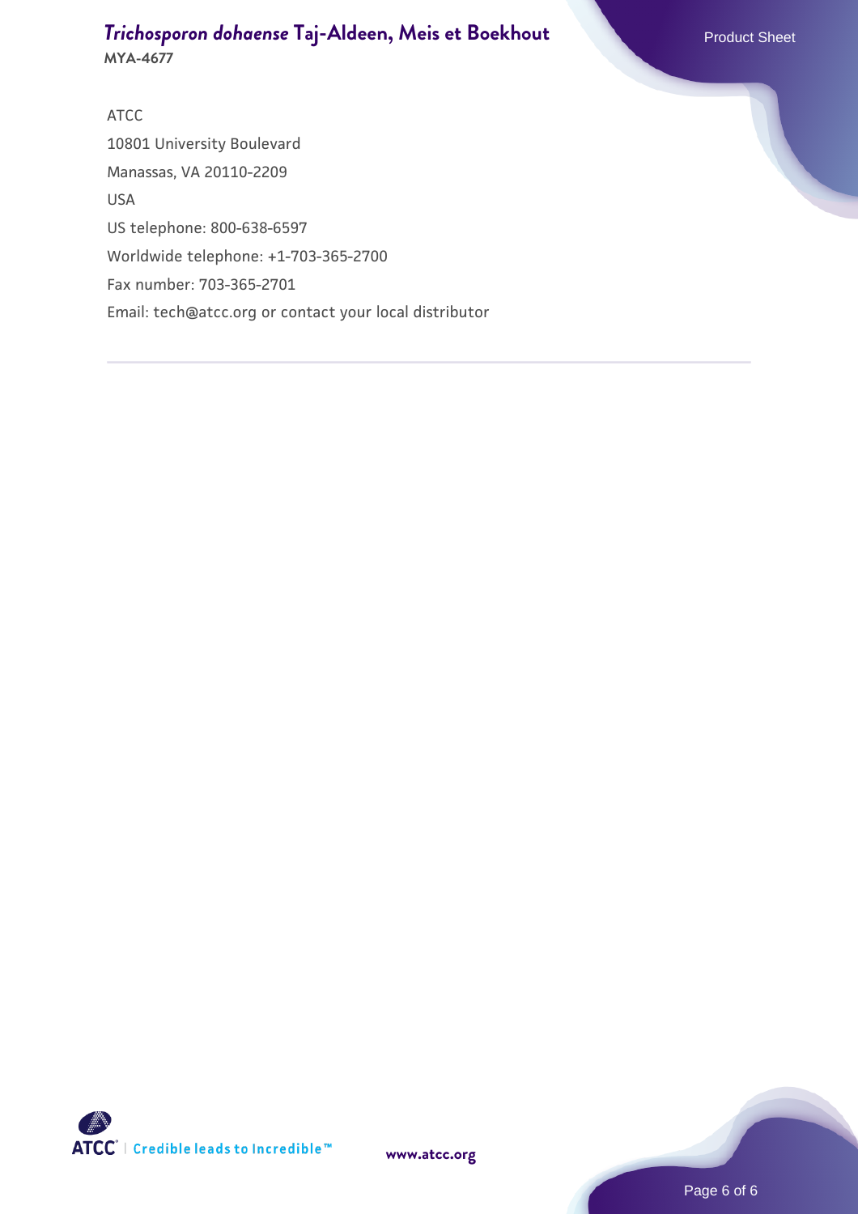ATCC

10801 University Boulevard

Manassas, VA 20110-2209

USA

US telephone: 800-638-6597

Worldwide telephone: +1-703-365-2700

Fax number: 703-365-2701

Email: tech@atcc.org or contact your local distributor